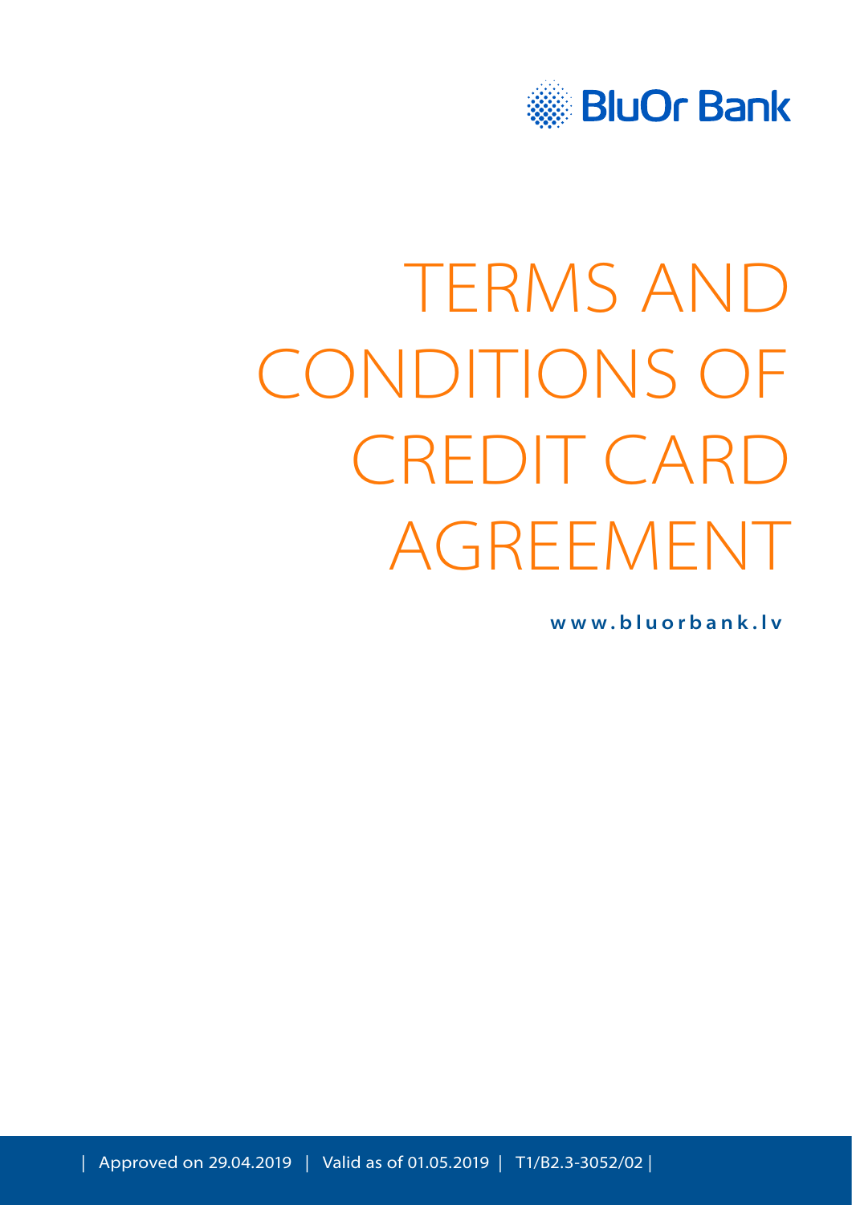BluOr Bank

# TERMS AND CONDITIONS OF CREDIT CARD AGREEMENT

**www.bluorbank.lv**

| Approved on 29.04.2019 | Valid as of 01.05.2019 | T1/B2.3-3052/02 |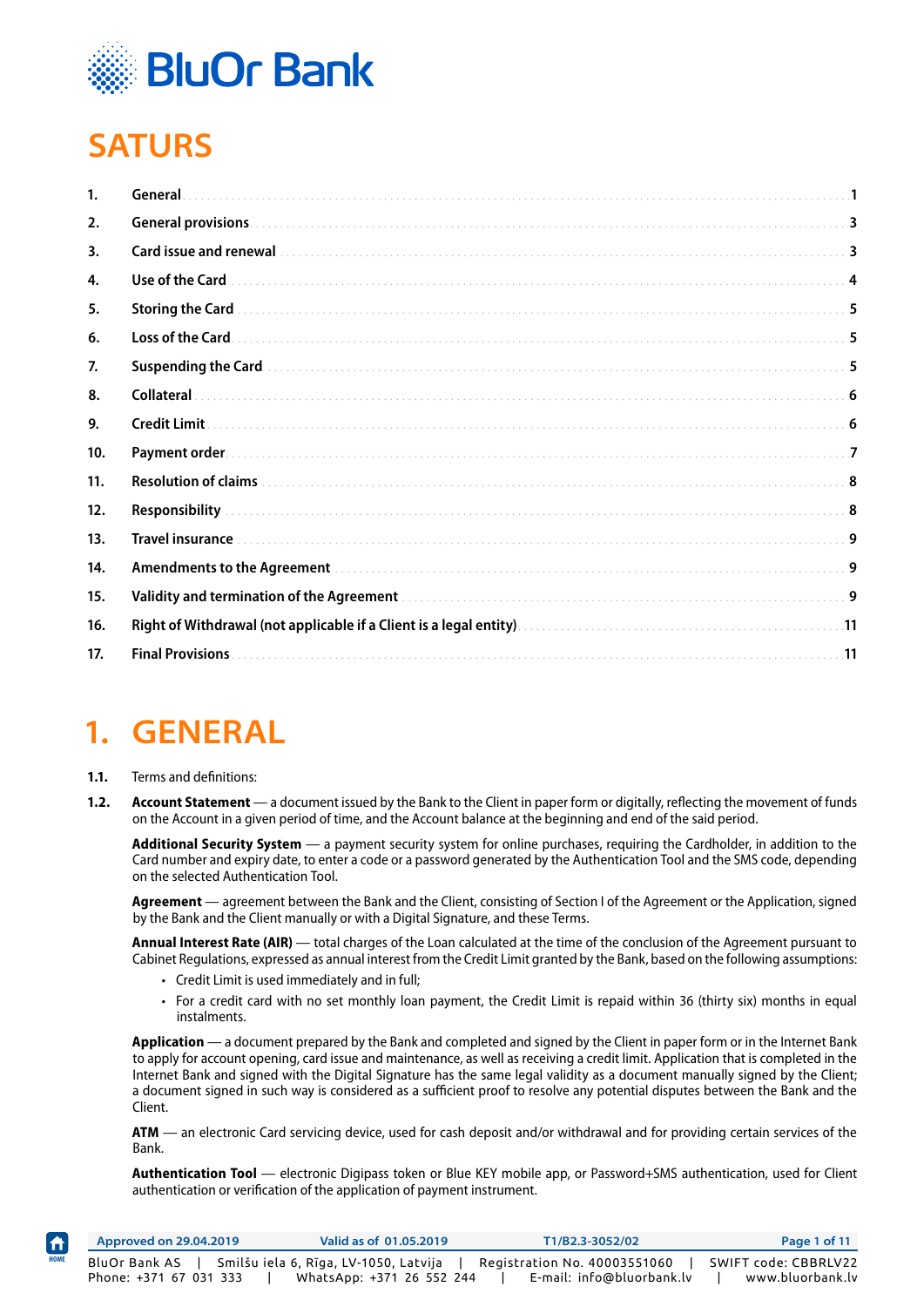# SATURS

| | | |
|---|---|---|
| 1. | General | 1 |
| 2. | General provisions | 3 |
| 3. | Card issue and renewal | 3 |
| 4. | Use of the Card | 4 |
| 5. | Storing the Card | 5 |
| 6. | Loss of the Card | 5 |
| 7. | Suspending the Card | 5 |
| 8. | Collateral | 6 |
| 9. | Credit Limit | 6 |
| 10. | Payment order | 7 |
| 11. | Resolution of claims | 8 |
| 12. | Responsibility | 8 |
| 13. | Travel insurance | 9 |
| 14. | Amendments to the Agreement | 9 |
| 15. | Validity and termination of the Agreement | 9 |
| 16. | Right of Withdrawal (not applicable if a Client is a legal entity) | 11 |
| 17. | Final Provisions | 11 |

# 1. GENERAL

**1.1.** Terms and definitions:

**1.2.** **Account Statement** — a document issued by the Bank to the Client in paper form or digitally, reflecting the movement of funds on the Account in a given period of time, and the Account balance at the beginning and end of the said period.

**Additional Security System** — a payment security system for online purchases, requiring the Cardholder, in addition to the Card number and expiry date, to enter a code or a password generated by the Authentication Tool and the SMS code, depending on the selected Authentication Tool.

**Agreement** — agreement between the Bank and the Client, consisting of Section I of the Agreement or the Application, signed by the Bank and the Client manually or with a Digital Signature, and these Terms.

**Annual Interest Rate (AIR)** — total charges of the Loan calculated at the time of the conclusion of the Agreement pursuant to Cabinet Regulations, expressed as annual interest from the Credit Limit granted by the Bank, based on the following assumptions:

- Credit Limit is used immediately and in full;
- For a credit card with no set monthly loan payment, the Credit Limit is repaid within 36 (thirty six) months in equal instalments.

**Application** — a document prepared by the Bank and completed and signed by the Client in paper form or in the Internet Bank to apply for account opening, card issue and maintenance, as well as receiving a credit limit. Application that is completed in the Internet Bank and signed with the Digital Signature has the same legal validity as a document manually signed by the Client; a document signed in such way is considered as a sufficient proof to resolve any potential disputes between the Bank and the Client.

**ATM** — an electronic Card servicing device, used for cash deposit and/or withdrawal and for providing certain services of the Bank.

**Authentication Tool** — electronic Digipass token or Blue KEY mobile app, or Password+SMS authentication, used for Client authentication or verification of the application of payment instrument.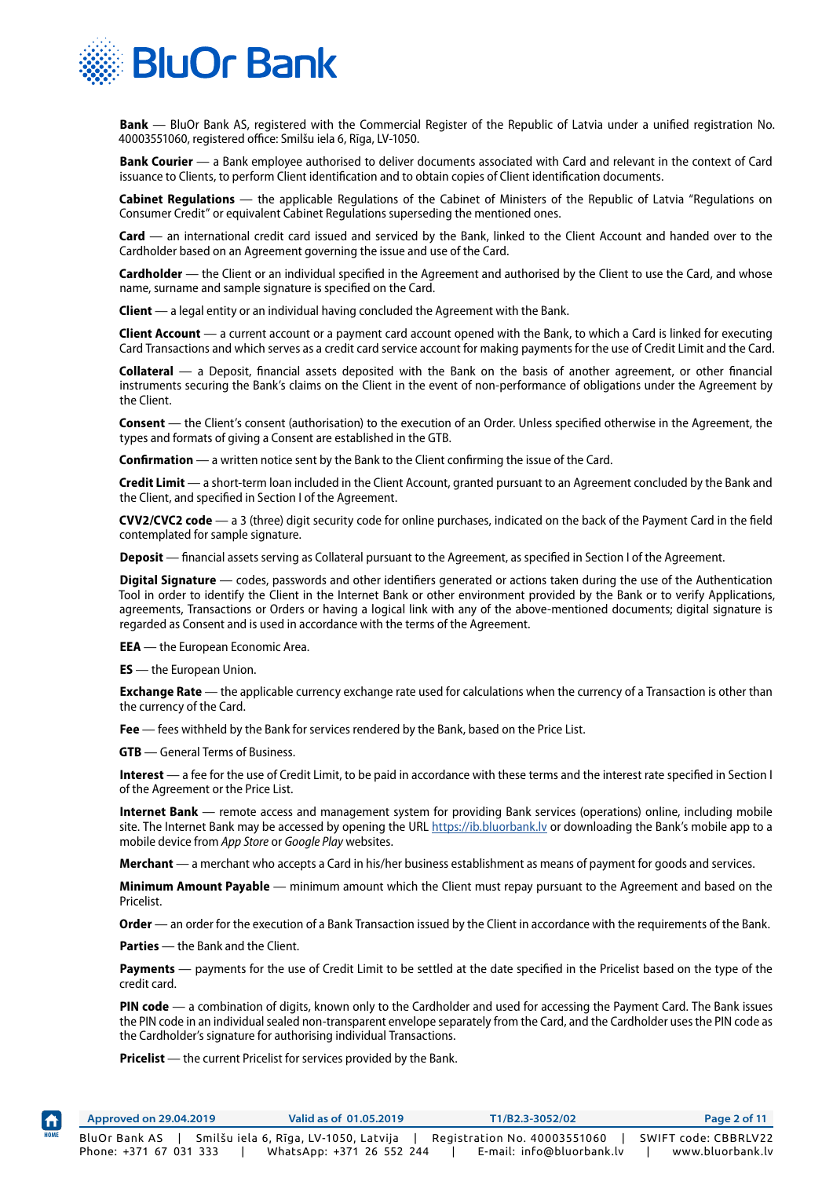**Bank** — BluOr Bank AS, registered with the Commercial Register of the Republic of Latvia under a unified registration No. 40003551060, registered office: Smilšu iela 6, Rīga, LV-1050.

**Bank Courier** — a Bank employee authorised to deliver documents associated with Card and relevant in the context of Card issuance to Clients, to perform Client identification and to obtain copies of Client identification documents.

**Cabinet Regulations** — the applicable Regulations of the Cabinet of Ministers of the Republic of Latvia "Regulations on Consumer Credit" or equivalent Cabinet Regulations superseding the mentioned ones.

**Card** — an international credit card issued and serviced by the Bank, linked to the Client Account and handed over to the Cardholder based on an Agreement governing the issue and use of the Card.

**Cardholder** — the Client or an individual specified in the Agreement and authorised by the Client to use the Card, and whose name, surname and sample signature is specified on the Card.

**Client** — a legal entity or an individual having concluded the Agreement with the Bank.

**Client Account** — a current account or a payment card account opened with the Bank, to which a Card is linked for executing Card Transactions and which serves as a credit card service account for making payments for the use of Credit Limit and the Card.

**Collateral** — a Deposit, financial assets deposited with the Bank on the basis of another agreement, or other financial instruments securing the Bank's claims on the Client in the event of non-performance of obligations under the Agreement by the Client.

**Consent** — the Client's consent (authorisation) to the execution of an Order. Unless specified otherwise in the Agreement, the types and formats of giving a Consent are established in the GTB.

**Confirmation** — a written notice sent by the Bank to the Client confirming the issue of the Card.

**Credit Limit** — a short-term loan included in the Client Account, granted pursuant to an Agreement concluded by the Bank and the Client, and specified in Section I of the Agreement.

**CVV2/CVC2 code** — a 3 (three) digit security code for online purchases, indicated on the back of the Payment Card in the field contemplated for sample signature.

**Deposit** — financial assets serving as Collateral pursuant to the Agreement, as specified in Section I of the Agreement.

**Digital Signature** — codes, passwords and other identifiers generated or actions taken during the use of the Authentication Tool in order to identify the Client in the Internet Bank or other environment provided by the Bank or to verify Applications, agreements, Transactions or Orders or having a logical link with any of the above-mentioned documents; digital signature is regarded as Consent and is used in accordance with the terms of the Agreement.

**EEA** — the European Economic Area.

**ES** — the European Union.

**Exchange Rate** — the applicable currency exchange rate used for calculations when the currency of a Transaction is other than the currency of the Card.

**Fee** — fees withheld by the Bank for services rendered by the Bank, based on the Price List.

**GTB** — General Terms of Business.

**Interest** — a fee for the use of Credit Limit, to be paid in accordance with these terms and the interest rate specified in Section I of the Agreement or the Price List.

**Internet Bank** — remote access and management system for providing Bank services (operations) online, including mobile site. The Internet Bank may be accessed by opening the URL https://ib.bluorbank.lv or downloading the Bank's mobile app to a mobile device from *App Store* or *Google Play* websites.

**Merchant** — a merchant who accepts a Card in his/her business establishment as means of payment for goods and services.

**Minimum Amount Payable** — minimum amount which the Client must repay pursuant to the Agreement and based on the Pricelist.

**Order** — an order for the execution of a Bank Transaction issued by the Client in accordance with the requirements of the Bank.

**Parties** — the Bank and the Client.

**Payments** — payments for the use of Credit Limit to be settled at the date specified in the Pricelist based on the type of the credit card.

**PIN code** — a combination of digits, known only to the Cardholder and used for accessing the Payment Card. The Bank issues the PIN code in an individual sealed non-transparent envelope separately from the Card, and the Cardholder uses the PIN code as the Cardholder's signature for authorising individual Transactions.

**Pricelist** — the current Pricelist for services provided by the Bank.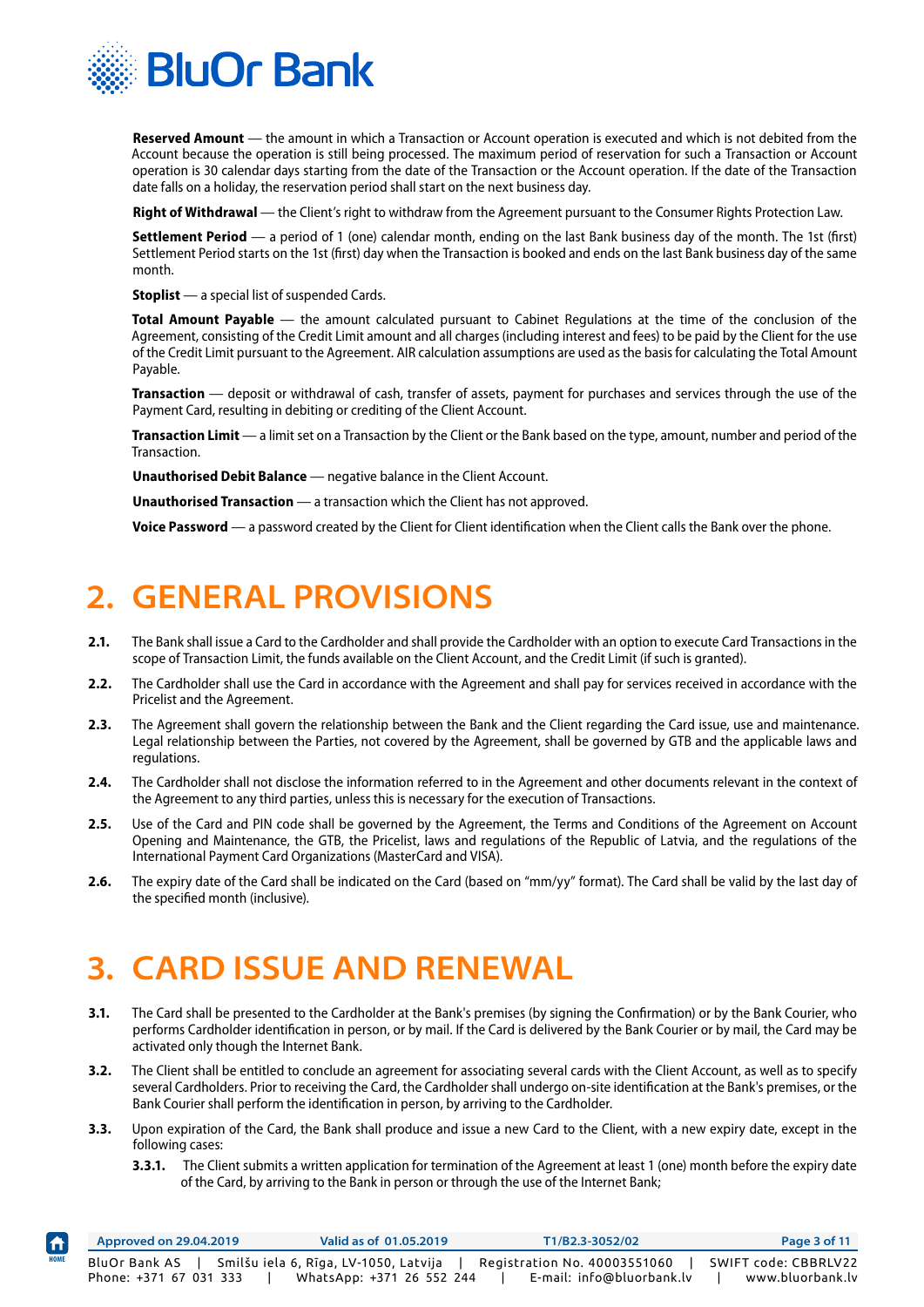**Reserved Amount** — the amount in which a Transaction or Account operation is executed and which is not debited from the Account because the operation is still being processed. The maximum period of reservation for such a Transaction or Account operation is 30 calendar days starting from the date of the Transaction or the Account operation. If the date of the Transaction date falls on a holiday, the reservation period shall start on the next business day.

**Right of Withdrawal** — the Client's right to withdraw from the Agreement pursuant to the Consumer Rights Protection Law.

**Settlement Period** — a period of 1 (one) calendar month, ending on the last Bank business day of the month. The 1st (first) Settlement Period starts on the 1st (first) day when the Transaction is booked and ends on the last Bank business day of the same month.

**Stoplist** — a special list of suspended Cards.

**Total Amount Payable** — the amount calculated pursuant to Cabinet Regulations at the time of the conclusion of the Agreement, consisting of the Credit Limit amount and all charges (including interest and fees) to be paid by the Client for the use of the Credit Limit pursuant to the Agreement. AIR calculation assumptions are used as the basis for calculating the Total Amount Payable.

**Transaction** — deposit or withdrawal of cash, transfer of assets, payment for purchases and services through the use of the Payment Card, resulting in debiting or crediting of the Client Account.

**Transaction Limit** — a limit set on a Transaction by the Client or the Bank based on the type, amount, number and period of the Transaction.

**Unauthorised Debit Balance** — negative balance in the Client Account.

**Unauthorised Transaction** — a transaction which the Client has not approved.

**Voice Password** — a password created by the Client for Client identification when the Client calls the Bank over the phone.

# 2. GENERAL PROVISIONS

**2.1.** The Bank shall issue a Card to the Cardholder and shall provide the Cardholder with an option to execute Card Transactions in the scope of Transaction Limit, the funds available on the Client Account, and the Credit Limit (if such is granted).

**2.2.** The Cardholder shall use the Card in accordance with the Agreement and shall pay for services received in accordance with the Pricelist and the Agreement.

**2.3.** The Agreement shall govern the relationship between the Bank and the Client regarding the Card issue, use and maintenance. Legal relationship between the Parties, not covered by the Agreement, shall be governed by GTB and the applicable laws and regulations.

**2.4.** The Cardholder shall not disclose the information referred to in the Agreement and other documents relevant in the context of the Agreement to any third parties, unless this is necessary for the execution of Transactions.

**2.5.** Use of the Card and PIN code shall be governed by the Agreement, the Terms and Conditions of the Agreement on Account Opening and Maintenance, the GTB, the Pricelist, laws and regulations of the Republic of Latvia, and the regulations of the International Payment Card Organizations (MasterCard and VISA).

**2.6.** The expiry date of the Card shall be indicated on the Card (based on "mm/yy" format). The Card shall be valid by the last day of the specified month (inclusive).

# 3. CARD ISSUE AND RENEWAL

**3.1.** The Card shall be presented to the Cardholder at the Bank's premises (by signing the Confirmation) or by the Bank Courier, who performs Cardholder identification in person, or by mail. If the Card is delivered by the Bank Courier or by mail, the Card may be activated only though the Internet Bank.

**3.2.** The Client shall be entitled to conclude an agreement for associating several cards with the Client Account, as well as to specify several Cardholders. Prior to receiving the Card, the Cardholder shall undergo on-site identification at the Bank's premises, or the Bank Courier shall perform the identification in person, by arriving to the Cardholder.

**3.3.** Upon expiration of the Card, the Bank shall produce and issue a new Card to the Client, with a new expiry date, except in the following cases:

- **3.3.1.** The Client submits a written application for termination of the Agreement at least 1 (one) month before the expiry date of the Card, by arriving to the Bank in person or through the use of the Internet Bank;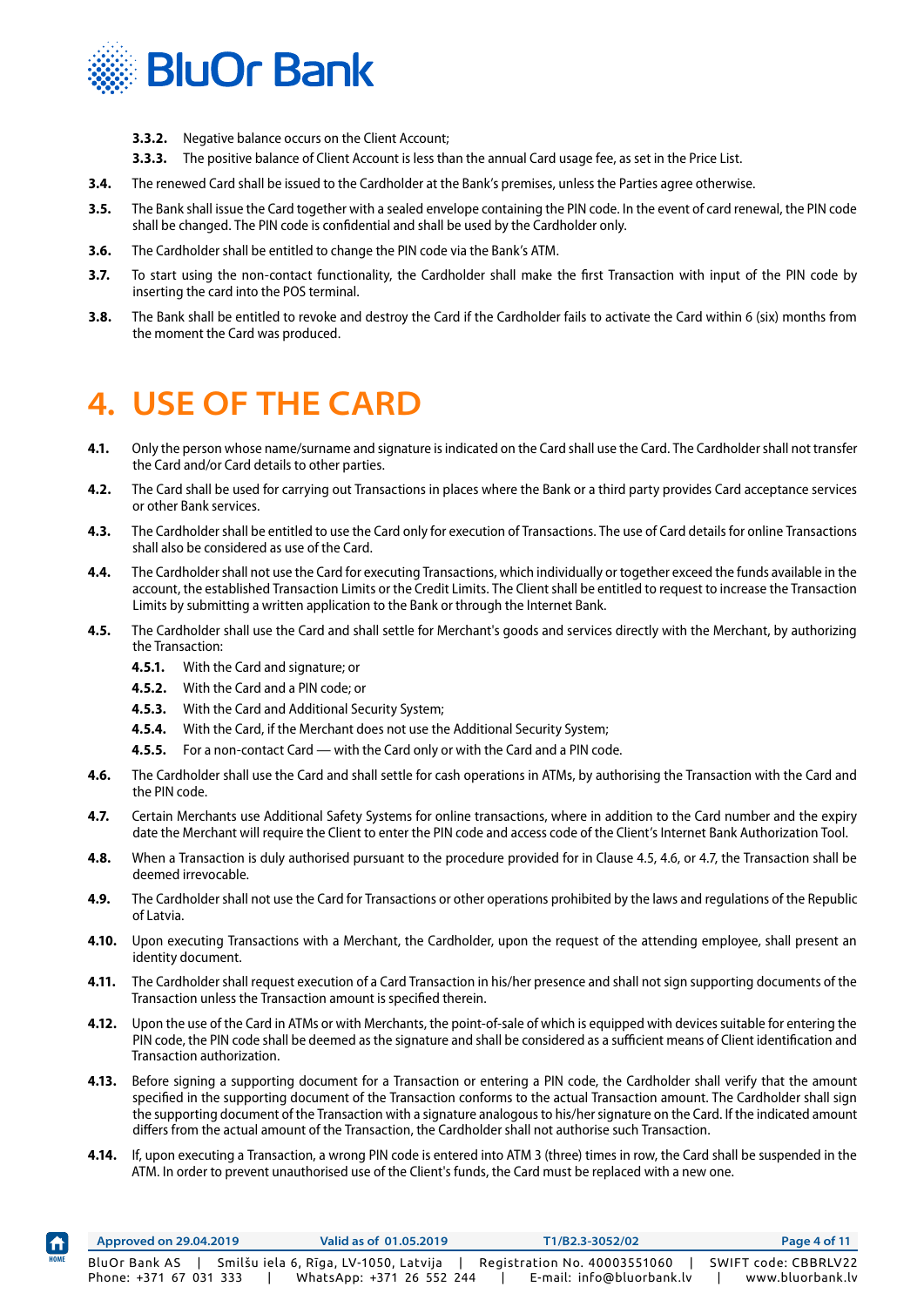**3.3.2.** Negative balance occurs on the Client Account;

**3.3.3.** The positive balance of Client Account is less than the annual Card usage fee, as set in the Price List.

**3.4.** The renewed Card shall be issued to the Cardholder at the Bank's premises, unless the Parties agree otherwise.

**3.5.** The Bank shall issue the Card together with a sealed envelope containing the PIN code. In the event of card renewal, the PIN code shall be changed. The PIN code is confidential and shall be used by the Cardholder only.

**3.6.** The Cardholder shall be entitled to change the PIN code via the Bank's ATM.

**3.7.** To start using the non-contact functionality, the Cardholder shall make the first Transaction with input of the PIN code by inserting the card into the POS terminal.

**3.8.** The Bank shall be entitled to revoke and destroy the Card if the Cardholder fails to activate the Card within 6 (six) months from the moment the Card was produced.

# 4. USE OF THE CARD

**4.1.** Only the person whose name/surname and signature is indicated on the Card shall use the Card. The Cardholder shall not transfer the Card and/or Card details to other parties.

**4.2.** The Card shall be used for carrying out Transactions in places where the Bank or a third party provides Card acceptance services or other Bank services.

**4.3.** The Cardholder shall be entitled to use the Card only for execution of Transactions. The use of Card details for online Transactions shall also be considered as use of the Card.

**4.4.** The Cardholder shall not use the Card for executing Transactions, which individually or together exceed the funds available in the account, the established Transaction Limits or the Credit Limits. The Client shall be entitled to request to increase the Transaction Limits by submitting a written application to the Bank or through the Internet Bank.

**4.5.** The Cardholder shall use the Card and shall settle for Merchant's goods and services directly with the Merchant, by authorizing the Transaction:

**4.5.1.** With the Card and signature; or

**4.5.2.** With the Card and a PIN code; or

**4.5.3.** With the Card and Additional Security System;

**4.5.4.** With the Card, if the Merchant does not use the Additional Security System;

**4.5.5.** For a non-contact Card — with the Card only or with the Card and a PIN code.

**4.6.** The Cardholder shall use the Card and shall settle for cash operations in ATMs, by authorising the Transaction with the Card and the PIN code.

**4.7.** Certain Merchants use Additional Safety Systems for online transactions, where in addition to the Card number and the expiry date the Merchant will require the Client to enter the PIN code and access code of the Client's Internet Bank Authorization Tool.

**4.8.** When a Transaction is duly authorised pursuant to the procedure provided for in Clause 4.5, 4.6, or 4.7, the Transaction shall be deemed irrevocable.

**4.9.** The Cardholder shall not use the Card for Transactions or other operations prohibited by the laws and regulations of the Republic of Latvia.

**4.10.** Upon executing Transactions with a Merchant, the Cardholder, upon the request of the attending employee, shall present an identity document.

**4.11.** The Cardholder shall request execution of a Card Transaction in his/her presence and shall not sign supporting documents of the Transaction unless the Transaction amount is specified therein.

**4.12.** Upon the use of the Card in ATMs or with Merchants, the point-of-sale of which is equipped with devices suitable for entering the PIN code, the PIN code shall be deemed as the signature and shall be considered as a sufficient means of Client identification and Transaction authorization.

**4.13.** Before signing a supporting document for a Transaction or entering a PIN code, the Cardholder shall verify that the amount specified in the supporting document of the Transaction conforms to the actual Transaction amount. The Cardholder shall sign the supporting document of the Transaction with a signature analogous to his/her signature on the Card. If the indicated amount differs from the actual amount of the Transaction, the Cardholder shall not authorise such Transaction.

**4.14.** If, upon executing a Transaction, a wrong PIN code is entered into ATM 3 (three) times in row, the Card shall be suspended in the ATM. In order to prevent unauthorised use of the Client's funds, the Card must be replaced with a new one.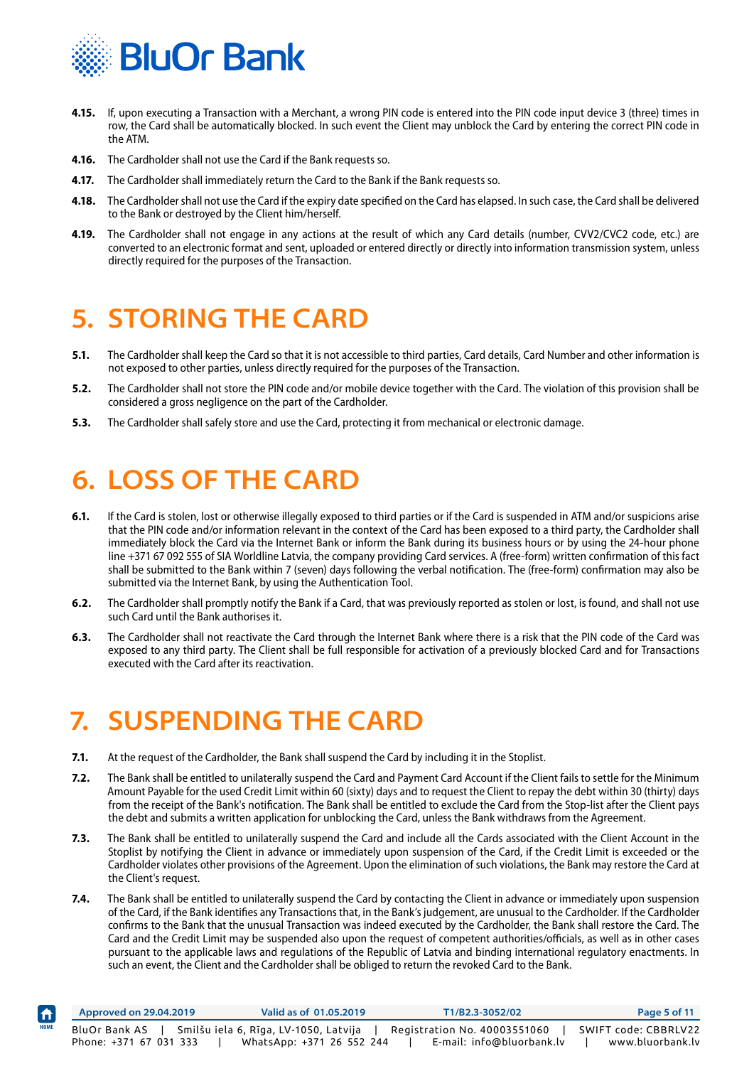**4.15.** If, upon executing a Transaction with a Merchant, a wrong PIN code is entered into the PIN code input device 3 (three) times in row, the Card shall be automatically blocked. In such event the Client may unblock the Card by entering the correct PIN code in the ATM.

**4.16.** The Cardholder shall not use the Card if the Bank requests so.

**4.17.** The Cardholder shall immediately return the Card to the Bank if the Bank requests so.

**4.18.** The Cardholder shall not use the Card if the expiry date specified on the Card has elapsed. In such case, the Card shall be delivered to the Bank or destroyed by the Client him/herself.

**4.19.** The Cardholder shall not engage in any actions at the result of which any Card details (number, CVV2/CVC2 code, etc.) are converted to an electronic format and sent, uploaded or entered directly or directly into information transmission system, unless directly required for the purposes of the Transaction.

# 5. STORING THE CARD

**5.1.** The Cardholder shall keep the Card so that it is not accessible to third parties, Card details, Card Number and other information is not exposed to other parties, unless directly required for the purposes of the Transaction.

**5.2.** The Cardholder shall not store the PIN code and/or mobile device together with the Card. The violation of this provision shall be considered a gross negligence on the part of the Cardholder.

**5.3.** The Cardholder shall safely store and use the Card, protecting it from mechanical or electronic damage.

# 6. LOSS OF THE CARD

**6.1.** If the Card is stolen, lost or otherwise illegally exposed to third parties or if the Card is suspended in ATM and/or suspicions arise that the PIN code and/or information relevant in the context of the Card has been exposed to a third party, the Cardholder shall immediately block the Card via the Internet Bank or inform the Bank during its business hours or by using the 24-hour phone line +371 67 092 555 of SIA Worldline Latvia, the company providing Card services. A (free-form) written confirmation of this fact shall be submitted to the Bank within 7 (seven) days following the verbal notification. The (free-form) confirmation may also be submitted via the Internet Bank, by using the Authentication Tool.

**6.2.** The Cardholder shall promptly notify the Bank if a Card, that was previously reported as stolen or lost, is found, and shall not use such Card until the Bank authorises it.

**6.3.** The Cardholder shall not reactivate the Card through the Internet Bank where there is a risk that the PIN code of the Card was exposed to any third party. The Client shall be full responsible for activation of a previously blocked Card and for Transactions executed with the Card after its reactivation.

# 7. SUSPENDING THE CARD

**7.1.** At the request of the Cardholder, the Bank shall suspend the Card by including it in the Stoplist.

**7.2.** The Bank shall be entitled to unilaterally suspend the Card and Payment Card Account if the Client fails to settle for the Minimum Amount Payable for the used Credit Limit within 60 (sixty) days and to request the Client to repay the debt within 30 (thirty) days from the receipt of the Bank's notification. The Bank shall be entitled to exclude the Card from the Stop-list after the Client pays the debt and submits a written application for unblocking the Card, unless the Bank withdraws from the Agreement.

**7.3.** The Bank shall be entitled to unilaterally suspend the Card and include all the Cards associated with the Client Account in the Stoplist by notifying the Client in advance or immediately upon suspension of the Card, if the Credit Limit is exceeded or the Cardholder violates other provisions of the Agreement. Upon the elimination of such violations, the Bank may restore the Card at the Client's request.

**7.4.** The Bank shall be entitled to unilaterally suspend the Card by contacting the Client in advance or immediately upon suspension of the Card, if the Bank identifies any Transactions that, in the Bank's judgement, are unusual to the Cardholder. If the Cardholder confirms to the Bank that the unusual Transaction was indeed executed by the Cardholder, the Bank shall restore the Card. The Card and the Credit Limit may be suspended also upon the request of competent authorities/officials, as well as in other cases pursuant to the applicable laws and regulations of the Republic of Latvia and binding international regulatory enactments. In such an event, the Client and the Cardholder shall be obliged to return the revoked Card to the Bank.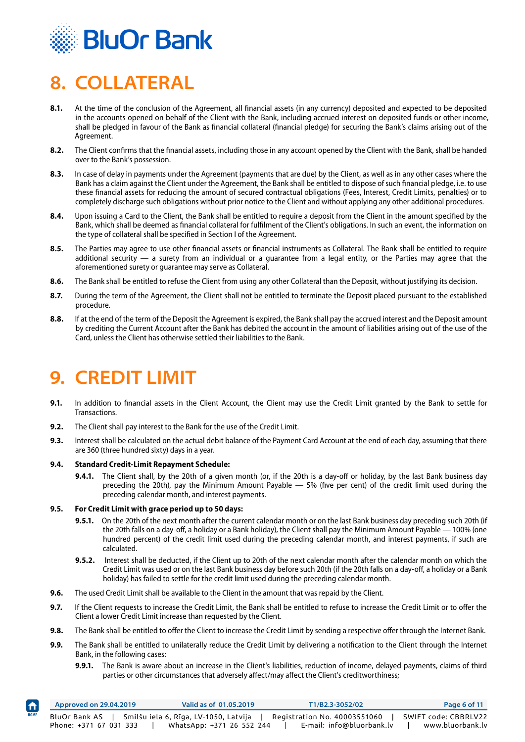# 8. COLLATERAL

**8.1.** At the time of the conclusion of the Agreement, all financial assets (in any currency) deposited and expected to be deposited in the accounts opened on behalf of the Client with the Bank, including accrued interest on deposited funds or other income, shall be pledged in favour of the Bank as financial collateral (financial pledge) for securing the Bank's claims arising out of the Agreement.

**8.2.** The Client confirms that the financial assets, including those in any account opened by the Client with the Bank, shall be handed over to the Bank's possession.

**8.3.** In case of delay in payments under the Agreement (payments that are due) by the Client, as well as in any other cases where the Bank has a claim against the Client under the Agreement, the Bank shall be entitled to dispose of such financial pledge, i.e. to use these financial assets for reducing the amount of secured contractual obligations (Fees, Interest, Credit Limits, penalties) or to completely discharge such obligations without prior notice to the Client and without applying any other additional procedures.

**8.4.** Upon issuing a Card to the Client, the Bank shall be entitled to require a deposit from the Client in the amount specified by the Bank, which shall be deemed as financial collateral for fulfilment of the Client's obligations. In such an event, the information on the type of collateral shall be specified in Section I of the Agreement.

**8.5.** The Parties may agree to use other financial assets or financial instruments as Collateral. The Bank shall be entitled to require additional security — a surety from an individual or a guarantee from a legal entity, or the Parties may agree that the aforementioned surety or guarantee may serve as Collateral.

**8.6.** The Bank shall be entitled to refuse the Client from using any other Collateral than the Deposit, without justifying its decision.

**8.7.** During the term of the Agreement, the Client shall not be entitled to terminate the Deposit placed pursuant to the established procedure.

**8.8.** If at the end of the term of the Deposit the Agreement is expired, the Bank shall pay the accrued interest and the Deposit amount by crediting the Current Account after the Bank has debited the account in the amount of liabilities arising out of the use of the Card, unless the Client has otherwise settled their liabilities to the Bank.

# 9. CREDIT LIMIT

**9.1.** In addition to financial assets in the Client Account, the Client may use the Credit Limit granted by the Bank to settle for Transactions.

**9.2.** The Client shall pay interest to the Bank for the use of the Credit Limit.

**9.3.** Interest shall be calculated on the actual debit balance of the Payment Card Account at the end of each day, assuming that there are 360 (three hundred sixty) days in a year.

**9.4. Standard Credit-Limit Repayment Schedule:**

**9.4.1.** The Client shall, by the 20th of a given month (or, if the 20th is a day-off or holiday, by the last Bank business day preceding the 20th), pay the Minimum Amount Payable — 5% (five per cent) of the credit limit used during the preceding calendar month, and interest payments.

**9.5. For Credit Limit with grace period up to 50 days:**

**9.5.1.** On the 20th of the next month after the current calendar month or on the last Bank business day preceding such 20th (if the 20th falls on a day-off, a holiday or a Bank holiday), the Client shall pay the Minimum Amount Payable — 100% (one hundred percent) of the credit limit used during the preceding calendar month, and interest payments, if such are calculated.

**9.5.2.** Interest shall be deducted, if the Client up to 20th of the next calendar month after the calendar month on which the Credit Limit was used or on the last Bank business day before such 20th (if the 20th falls on a day-off, a holiday or a Bank holiday) has failed to settle for the credit limit used during the preceding calendar month.

**9.6.** The used Credit Limit shall be available to the Client in the amount that was repaid by the Client.

**9.7.** If the Client requests to increase the Credit Limit, the Bank shall be entitled to refuse to increase the Credit Limit or to offer the Client a lower Credit Limit increase than requested by the Client.

**9.8.** The Bank shall be entitled to offer the Client to increase the Credit Limit by sending a respective offer through the Internet Bank.

**9.9.** The Bank shall be entitled to unilaterally reduce the Credit Limit by delivering a notification to the Client through the Internet Bank, in the following cases:

**9.9.1.** The Bank is aware about an increase in the Client's liabilities, reduction of income, delayed payments, claims of third parties or other circumstances that adversely affect/may affect the Client's creditworthiness;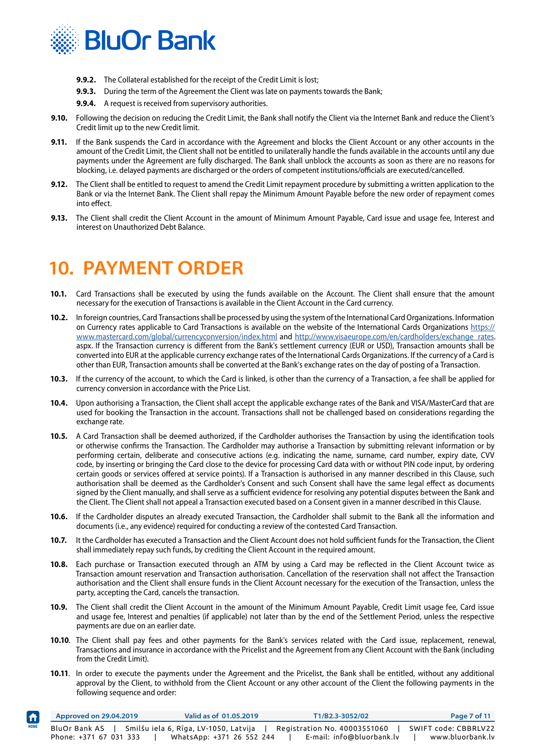**9.9.2.** The Collateral established for the receipt of the Credit Limit is lost;

**9.9.3.** During the term of the Agreement the Client was late on payments towards the Bank;

**9.9.4.** A request is received from supervisory authorities.

**9.10.** Following the decision on reducing the Credit Limit, the Bank shall notify the Client via the Internet Bank and reduce the Client's Credit limit up to the new Credit limit.

**9.11.** If the Bank suspends the Card in accordance with the Agreement and blocks the Client Account or any other accounts in the amount of the Credit Limit, the Client shall not be entitled to unilaterally handle the funds available in the accounts until any due payments under the Agreement are fully discharged. The Bank shall unblock the accounts as soon as there are no reasons for blocking, i.e. delayed payments are discharged or the orders of competent institutions/officials are executed/cancelled.

**9.12.** The Client shall be entitled to request to amend the Credit Limit repayment procedure by submitting a written application to the Bank or via the Internet Bank. The Client shall repay the Minimum Amount Payable before the new order of repayment comes into effect.

**9.13.** The Client shall credit the Client Account in the amount of Minimum Amount Payable, Card issue and usage fee, Interest and interest on Unauthorized Debt Balance.

# 10. PAYMENT ORDER

**10.1.** Card Transactions shall be executed by using the funds available on the Account. The Client shall ensure that the amount necessary for the execution of Transactions is available in the Client Account in the Card currency.

**10.2.** In foreign countries, Card Transactions shall be processed by using the system of the International Card Organizations. Information on Currency rates applicable to Card Transactions is available on the website of the International Cards Organizations https://www.mastercard.com/global/currencyconversion/index.html and http://www.visaeurope.com/en/cardholders/exchange_rates.aspx. If the Transaction currency is different from the Bank's settlement currency (EUR or USD), Transaction amounts shall be converted into EUR at the applicable currency exchange rates of the International Cards Organizations. If the currency of a Card is other than EUR, Transaction amounts shall be converted at the Bank's exchange rates on the day of posting of a Transaction.

**10.3.** If the currency of the account, to which the Card is linked, is other than the currency of a Transaction, a fee shall be applied for currency conversion in accordance with the Price List.

**10.4.** Upon authorising a Transaction, the Client shall accept the applicable exchange rates of the Bank and VISA/MasterCard that are used for booking the Transaction in the account. Transactions shall not be challenged based on considerations regarding the exchange rate.

**10.5.** A Card Transaction shall be deemed authorized, if the Cardholder authorises the Transaction by using the identification tools or otherwise confirms the Transaction. The Cardholder may authorise a Transaction by submitting relevant information or by performing certain, deliberate and consecutive actions (e.g. indicating the name, surname, card number, expiry date, CVV code, by inserting or bringing the Card close to the device for processing Card data with or without PIN code input, by ordering certain goods or services offered at service points). If a Transaction is authorised in any manner described in this Clause, such authorisation shall be deemed as the Cardholder's Consent and such Consent shall have the same legal effect as documents signed by the Client manually, and shall serve as a sufficient evidence for resolving any potential disputes between the Bank and the Client. The Client shall not appeal a Transaction executed based on a Consent given in a manner described in this Clause.

**10.6.** If the Cardholder disputes an already executed Transaction, the Cardholder shall submit to the Bank all the information and documents (i.e., any evidence) required for conducting a review of the contested Card Transaction.

**10.7.** It the Cardholder has executed a Transaction and the Client Account does not hold sufficient funds for the Transaction, the Client shall immediately repay such funds, by crediting the Client Account in the required amount.

**10.8.** Each purchase or Transaction executed through an ATM by using a Card may be reflected in the Client Account twice as Transaction amount reservation and Transaction authorisation. Cancellation of the reservation shall not affect the Transaction authorisation and the Client shall ensure funds in the Client Account necessary for the execution of the Transaction, unless the party, accepting the Card, cancels the transaction.

**10.9.** The Client shall credit the Client Account in the amount of the Minimum Amount Payable, Credit Limit usage fee, Card issue and usage fee, Interest and penalties (if applicable) not later than by the end of the Settlement Period, unless the respective payments are due on an earlier date.

**10.10**. The Client shall pay fees and other payments for the Bank's services related with the Card issue, replacement, renewal, Transactions and insurance in accordance with the Pricelist and the Agreement from any Client Account with the Bank (including from the Credit Limit).

**10.11**. In order to execute the payments under the Agreement and the Pricelist, the Bank shall be entitled, without any additional approval by the Client, to withhold from the Client Account or any other account of the Client the following payments in the following sequence and order: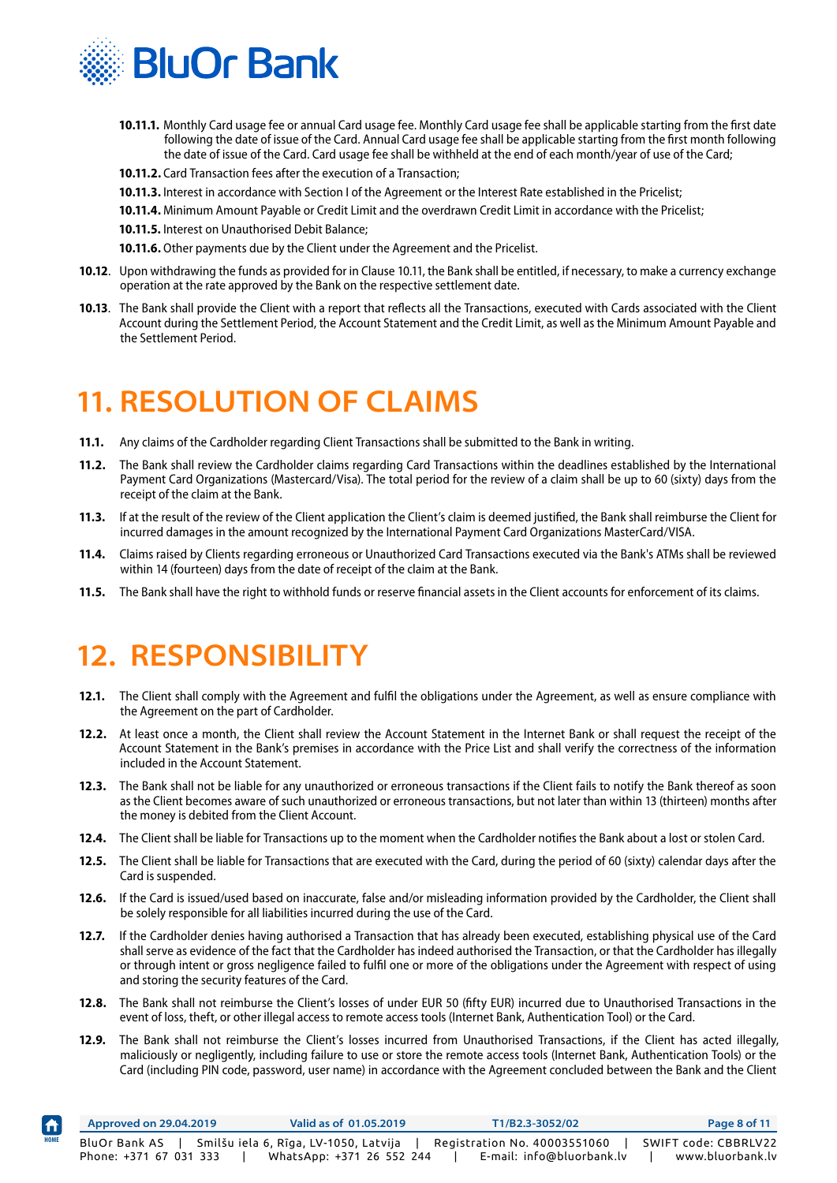**10.11.1.** Monthly Card usage fee or annual Card usage fee. Monthly Card usage fee shall be applicable starting from the first date following the date of issue of the Card. Annual Card usage fee shall be applicable starting from the first month following the date of issue of the Card. Card usage fee shall be withheld at the end of each month/year of use of the Card;

**10.11.2.** Card Transaction fees after the execution of a Transaction;

**10.11.3.** Interest in accordance with Section I of the Agreement or the Interest Rate established in the Pricelist;

**10.11.4.** Minimum Amount Payable or Credit Limit and the overdrawn Credit Limit in accordance with the Pricelist;

**10.11.5.** Interest on Unauthorised Debit Balance;

**10.11.6.** Other payments due by the Client under the Agreement and the Pricelist.

**10.12**. Upon withdrawing the funds as provided for in Clause 10.11, the Bank shall be entitled, if necessary, to make a currency exchange operation at the rate approved by the Bank on the respective settlement date.

**10.13**. The Bank shall provide the Client with a report that reflects all the Transactions, executed with Cards associated with the Client Account during the Settlement Period, the Account Statement and the Credit Limit, as well as the Minimum Amount Payable and the Settlement Period.

# 11. RESOLUTION OF CLAIMS

**11.1.** Any claims of the Cardholder regarding Client Transactions shall be submitted to the Bank in writing.

**11.2.** The Bank shall review the Cardholder claims regarding Card Transactions within the deadlines established by the International Payment Card Organizations (Mastercard/Visa). The total period for the review of a claim shall be up to 60 (sixty) days from the receipt of the claim at the Bank.

**11.3.** If at the result of the review of the Client application the Client's claim is deemed justified, the Bank shall reimburse the Client for incurred damages in the amount recognized by the International Payment Card Organizations MasterCard/VISA.

**11.4.** Claims raised by Clients regarding erroneous or Unauthorized Card Transactions executed via the Bank's ATMs shall be reviewed within 14 (fourteen) days from the date of receipt of the claim at the Bank.

**11.5.** The Bank shall have the right to withhold funds or reserve financial assets in the Client accounts for enforcement of its claims.

# 12. RESPONSIBILITY

**12.1.** The Client shall comply with the Agreement and fulfil the obligations under the Agreement, as well as ensure compliance with the Agreement on the part of Cardholder.

**12.2.** At least once a month, the Client shall review the Account Statement in the Internet Bank or shall request the receipt of the Account Statement in the Bank's premises in accordance with the Price List and shall verify the correctness of the information included in the Account Statement.

**12.3.** The Bank shall not be liable for any unauthorized or erroneous transactions if the Client fails to notify the Bank thereof as soon as the Client becomes aware of such unauthorized or erroneous transactions, but not later than within 13 (thirteen) months after the money is debited from the Client Account.

**12.4.** The Client shall be liable for Transactions up to the moment when the Cardholder notifies the Bank about a lost or stolen Card.

**12.5.** The Client shall be liable for Transactions that are executed with the Card, during the period of 60 (sixty) calendar days after the Card is suspended.

**12.6.** If the Card is issued/used based on inaccurate, false and/or misleading information provided by the Cardholder, the Client shall be solely responsible for all liabilities incurred during the use of the Card.

**12.7.** If the Cardholder denies having authorised a Transaction that has already been executed, establishing physical use of the Card shall serve as evidence of the fact that the Cardholder has indeed authorised the Transaction, or that the Cardholder has illegally or through intent or gross negligence failed to fulfil one or more of the obligations under the Agreement with respect of using and storing the security features of the Card.

**12.8.** The Bank shall not reimburse the Client's losses of under EUR 50 (fifty EUR) incurred due to Unauthorised Transactions in the event of loss, theft, or other illegal access to remote access tools (Internet Bank, Authentication Tool) or the Card.

**12.9.** The Bank shall not reimburse the Client's losses incurred from Unauthorised Transactions, if the Client has acted illegally, maliciously or negligently, including failure to use or store the remote access tools (Internet Bank, Authentication Tools) or the Card (including PIN code, password, user name) in accordance with the Agreement concluded between the Bank and the Client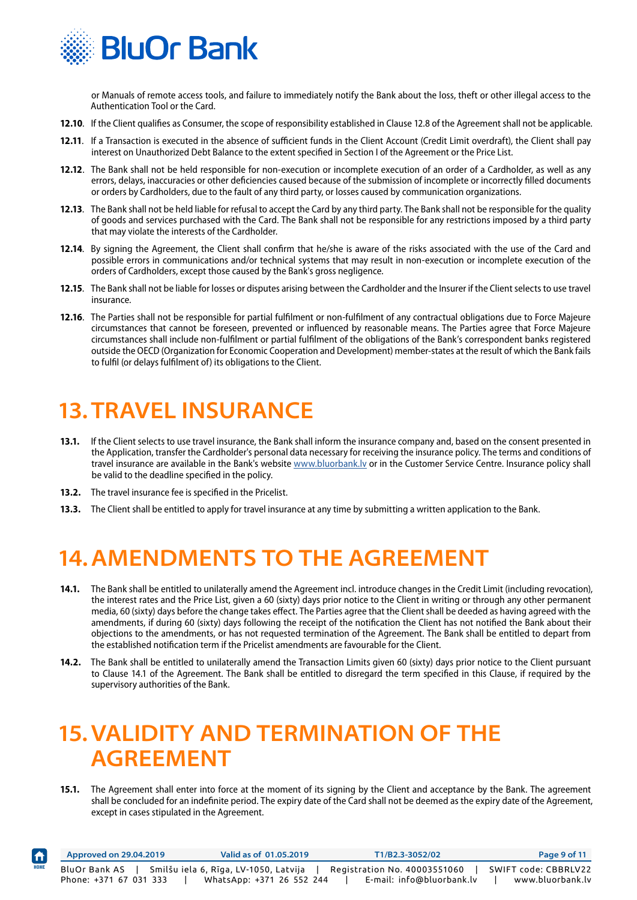or Manuals of remote access tools, and failure to immediately notify the Bank about the loss, theft or other illegal access to the Authentication Tool or the Card.

**12.10**. If the Client qualifies as Consumer, the scope of responsibility established in Clause 12.8 of the Agreement shall not be applicable.

**12.11**. If a Transaction is executed in the absence of sufficient funds in the Client Account (Credit Limit overdraft), the Client shall pay interest on Unauthorized Debt Balance to the extent specified in Section I of the Agreement or the Price List.

**12.12**. The Bank shall not be held responsible for non-execution or incomplete execution of an order of a Cardholder, as well as any errors, delays, inaccuracies or other deficiencies caused because of the submission of incomplete or incorrectly filled documents or orders by Cardholders, due to the fault of any third party, or losses caused by communication organizations.

**12.13**. The Bank shall not be held liable for refusal to accept the Card by any third party. The Bank shall not be responsible for the quality of goods and services purchased with the Card. The Bank shall not be responsible for any restrictions imposed by a third party that may violate the interests of the Cardholder.

**12.14**. By signing the Agreement, the Client shall confirm that he/she is aware of the risks associated with the use of the Card and possible errors in communications and/or technical systems that may result in non-execution or incomplete execution of the orders of Cardholders, except those caused by the Bank's gross negligence.

**12.15**. The Bank shall not be liable for losses or disputes arising between the Cardholder and the Insurer if the Client selects to use travel insurance.

**12.16**. The Parties shall not be responsible for partial fulfilment or non-fulfilment of any contractual obligations due to Force Majeure circumstances that cannot be foreseen, prevented or influenced by reasonable means. The Parties agree that Force Majeure circumstances shall include non-fulfilment or partial fulfilment of the obligations of the Bank's correspondent banks registered outside the OECD (Organization for Economic Cooperation and Development) member-states at the result of which the Bank fails to fulfil (or delays fulfilment of) its obligations to the Client.

# 13. TRAVEL INSURANCE

**13.1.** If the Client selects to use travel insurance, the Bank shall inform the insurance company and, based on the consent presented in the Application, transfer the Cardholder's personal data necessary for receiving the insurance policy. The terms and conditions of travel insurance are available in the Bank's website www.bluorbank.lv or in the Customer Service Centre. Insurance policy shall be valid to the deadline specified in the policy.

**13.2.** The travel insurance fee is specified in the Pricelist.

**13.3.** The Client shall be entitled to apply for travel insurance at any time by submitting a written application to the Bank.

# 14. AMENDMENTS TO THE AGREEMENT

**14.1.** The Bank shall be entitled to unilaterally amend the Agreement incl. introduce changes in the Credit Limit (including revocation), the interest rates and the Price List, given a 60 (sixty) days prior notice to the Client in writing or through any other permanent media, 60 (sixty) days before the change takes effect. The Parties agree that the Client shall be deeded as having agreed with the amendments, if during 60 (sixty) days following the receipt of the notification the Client has not notified the Bank about their objections to the amendments, or has not requested termination of the Agreement. The Bank shall be entitled to depart from the established notification term if the Pricelist amendments are favourable for the Client.

**14.2.** The Bank shall be entitled to unilaterally amend the Transaction Limits given 60 (sixty) days prior notice to the Client pursuant to Clause 14.1 of the Agreement. The Bank shall be entitled to disregard the term specified in this Clause, if required by the supervisory authorities of the Bank.

# 15. VALIDITY AND TERMINATION OF THE AGREEMENT

**15.1.** The Agreement shall enter into force at the moment of its signing by the Client and acceptance by the Bank. The agreement shall be concluded for an indefinite period. The expiry date of the Card shall not be deemed as the expiry date of the Agreement, except in cases stipulated in the Agreement.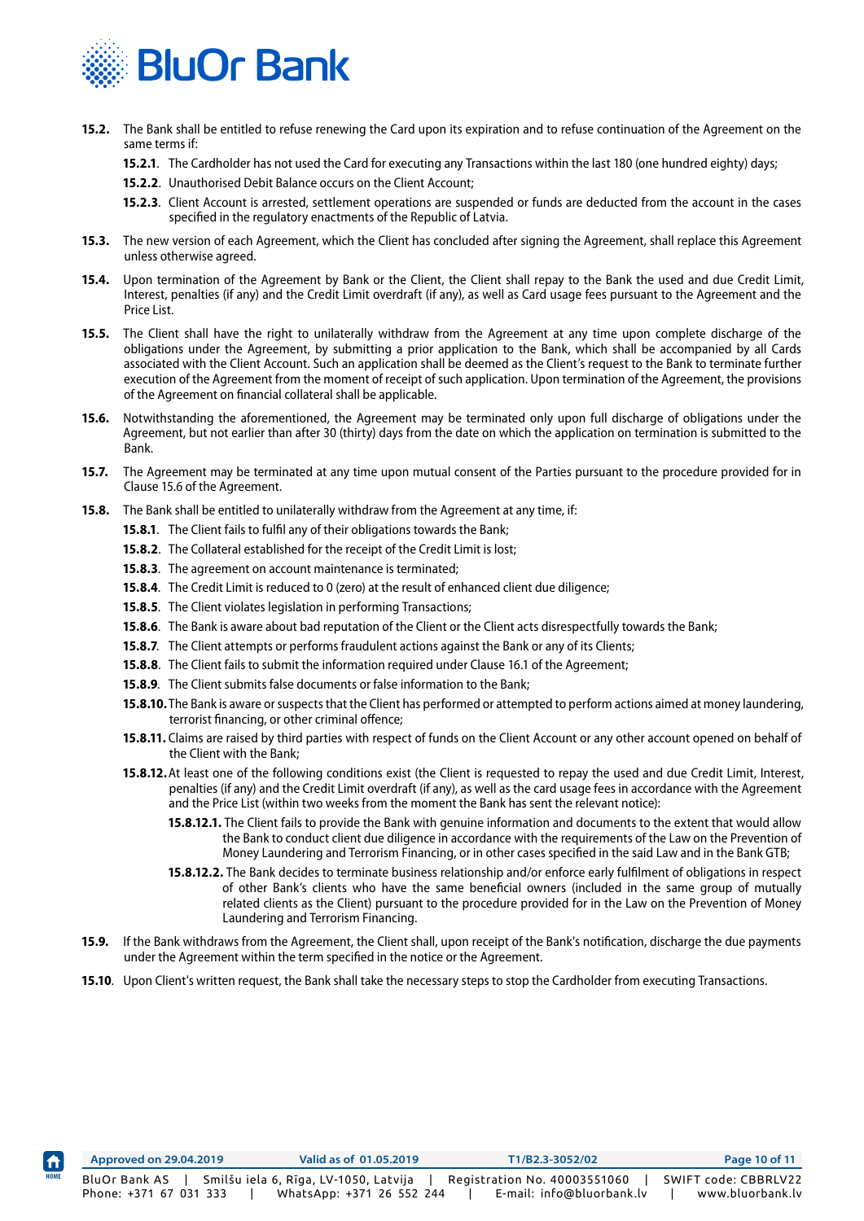**15.2.** The Bank shall be entitled to refuse renewing the Card upon its expiration and to refuse continuation of the Agreement on the same terms if:

**15.2.1**. The Cardholder has not used the Card for executing any Transactions within the last 180 (one hundred eighty) days;

**15.2.2**. Unauthorised Debit Balance occurs on the Client Account;

**15.2.3**. Client Account is arrested, settlement operations are suspended or funds are deducted from the account in the cases specified in the regulatory enactments of the Republic of Latvia.

**15.3.** The new version of each Agreement, which the Client has concluded after signing the Agreement, shall replace this Agreement unless otherwise agreed.

**15.4.** Upon termination of the Agreement by Bank or the Client, the Client shall repay to the Bank the used and due Credit Limit, Interest, penalties (if any) and the Credit Limit overdraft (if any), as well as Card usage fees pursuant to the Agreement and the Price List.

**15.5.** The Client shall have the right to unilaterally withdraw from the Agreement at any time upon complete discharge of the obligations under the Agreement, by submitting a prior application to the Bank, which shall be accompanied by all Cards associated with the Client Account. Such an application shall be deemed as the Client's request to the Bank to terminate further execution of the Agreement from the moment of receipt of such application. Upon termination of the Agreement, the provisions of the Agreement on financial collateral shall be applicable.

**15.6.** Notwithstanding the aforementioned, the Agreement may be terminated only upon full discharge of obligations under the Agreement, but not earlier than after 30 (thirty) days from the date on which the application on termination is submitted to the Bank.

**15.7.** The Agreement may be terminated at any time upon mutual consent of the Parties pursuant to the procedure provided for in Clause 15.6 of the Agreement.

**15.8.** The Bank shall be entitled to unilaterally withdraw from the Agreement at any time, if:

**15.8.1**. The Client fails to fulfil any of their obligations towards the Bank;

**15.8.2**. The Collateral established for the receipt of the Credit Limit is lost;

**15.8.3**. The agreement on account maintenance is terminated;

**15.8.4**. The Credit Limit is reduced to 0 (zero) at the result of enhanced client due diligence;

**15.8.5**. The Client violates legislation in performing Transactions;

**15.8.6**. The Bank is aware about bad reputation of the Client or the Client acts disrespectfully towards the Bank;

**15.8.7**. The Client attempts or performs fraudulent actions against the Bank or any of its Clients;

**15.8.8**. The Client fails to submit the information required under Clause 16.1 of the Agreement;

**15.8.9**. The Client submits false documents or false information to the Bank;

**15.8.10.** The Bank is aware or suspects that the Client has performed or attempted to perform actions aimed at money laundering, terrorist financing, or other criminal offence;

**15.8.11.** Claims are raised by third parties with respect of funds on the Client Account or any other account opened on behalf of the Client with the Bank;

**15.8.12.** At least one of the following conditions exist (the Client is requested to repay the used and due Credit Limit, Interest, penalties (if any) and the Credit Limit overdraft (if any), as well as the card usage fees in accordance with the Agreement and the Price List (within two weeks from the moment the Bank has sent the relevant notice):

**15.8.12.1.** The Client fails to provide the Bank with genuine information and documents to the extent that would allow the Bank to conduct client due diligence in accordance with the requirements of the Law on the Prevention of Money Laundering and Terrorism Financing, or in other cases specified in the said Law and in the Bank GTB;

**15.8.12.2.** The Bank decides to terminate business relationship and/or enforce early fulfilment of obligations in respect of other Bank's clients who have the same beneficial owners (included in the same group of mutually related clients as the Client) pursuant to the procedure provided for in the Law on the Prevention of Money Laundering and Terrorism Financing.

**15.9.** If the Bank withdraws from the Agreement, the Client shall, upon receipt of the Bank's notification, discharge the due payments under the Agreement within the term specified in the notice or the Agreement.

**15.10**. Upon Client's written request, the Bank shall take the necessary steps to stop the Cardholder from executing Transactions.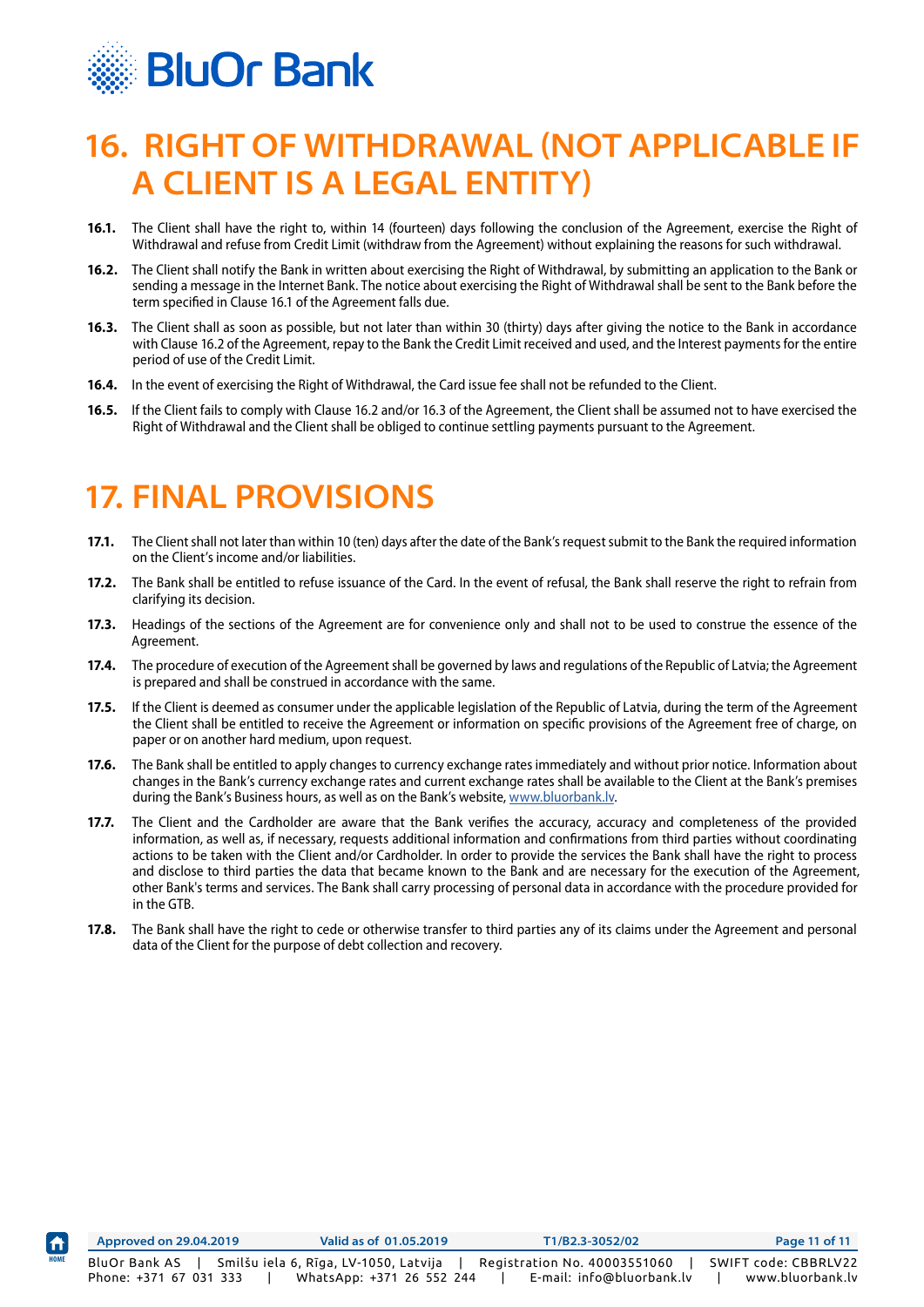# 16. RIGHT OF WITHDRAWAL (NOT APPLICABLE IF A CLIENT IS A LEGAL ENTITY)

**16.1.** The Client shall have the right to, within 14 (fourteen) days following the conclusion of the Agreement, exercise the Right of Withdrawal and refuse from Credit Limit (withdraw from the Agreement) without explaining the reasons for such withdrawal.

**16.2.** The Client shall notify the Bank in written about exercising the Right of Withdrawal, by submitting an application to the Bank or sending a message in the Internet Bank. The notice about exercising the Right of Withdrawal shall be sent to the Bank before the term specified in Clause 16.1 of the Agreement falls due.

**16.3.** The Client shall as soon as possible, but not later than within 30 (thirty) days after giving the notice to the Bank in accordance with Clause 16.2 of the Agreement, repay to the Bank the Credit Limit received and used, and the Interest payments for the entire period of use of the Credit Limit.

**16.4.** In the event of exercising the Right of Withdrawal, the Card issue fee shall not be refunded to the Client.

**16.5.** If the Client fails to comply with Clause 16.2 and/or 16.3 of the Agreement, the Client shall be assumed not to have exercised the Right of Withdrawal and the Client shall be obliged to continue settling payments pursuant to the Agreement.

# 17. FINAL PROVISIONS

**17.1.** The Client shall not later than within 10 (ten) days after the date of the Bank's request submit to the Bank the required information on the Client's income and/or liabilities.

**17.2.** The Bank shall be entitled to refuse issuance of the Card. In the event of refusal, the Bank shall reserve the right to refrain from clarifying its decision.

**17.3.** Headings of the sections of the Agreement are for convenience only and shall not to be used to construe the essence of the Agreement.

**17.4.** The procedure of execution of the Agreement shall be governed by laws and regulations of the Republic of Latvia; the Agreement is prepared and shall be construed in accordance with the same.

**17.5.** If the Client is deemed as consumer under the applicable legislation of the Republic of Latvia, during the term of the Agreement the Client shall be entitled to receive the Agreement or information on specific provisions of the Agreement free of charge, on paper or on another hard medium, upon request.

**17.6.** The Bank shall be entitled to apply changes to currency exchange rates immediately and without prior notice. Information about changes in the Bank's currency exchange rates and current exchange rates shall be available to the Client at the Bank's premises during the Bank's Business hours, as well as on the Bank's website, www.bluorbank.lv.

**17.7.** The Client and the Cardholder are aware that the Bank verifies the accuracy, accuracy and completeness of the provided information, as well as, if necessary, requests additional information and confirmations from third parties without coordinating actions to be taken with the Client and/or Cardholder. In order to provide the services the Bank shall have the right to process and disclose to third parties the data that became known to the Bank and are necessary for the execution of the Agreement, other Bank's terms and services. The Bank shall carry processing of personal data in accordance with the procedure provided for in the GTB.

**17.8.** The Bank shall have the right to cede or otherwise transfer to third parties any of its claims under the Agreement and personal data of the Client for the purpose of debt collection and recovery.